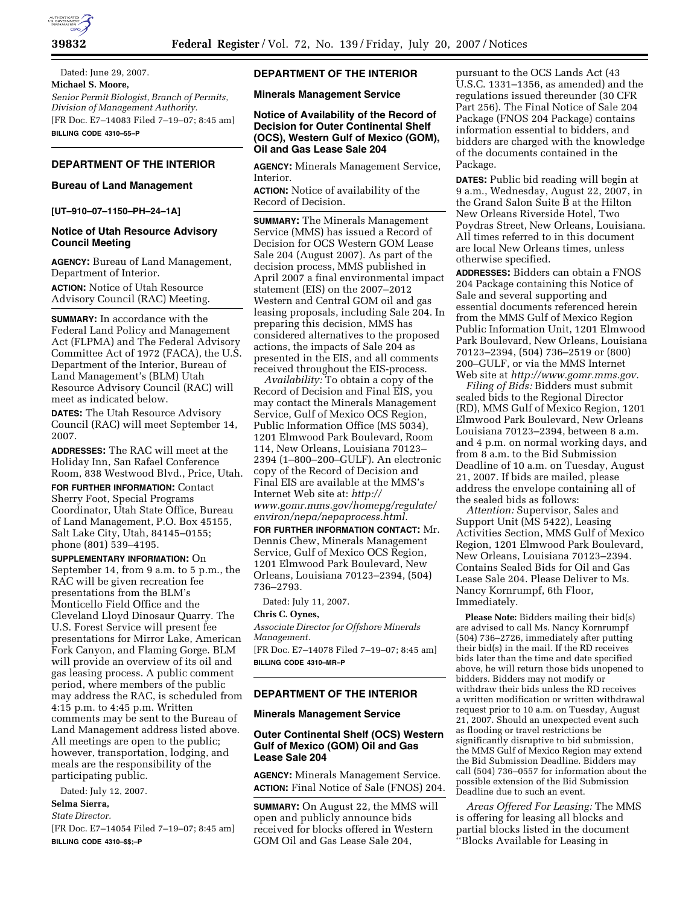Dated: June 29, 2007.

**Michael S. Moore,**

*Senior Permit Biologist, Branch of Permits, Division of Management Authority.*

[FR Doc. E7–14083 Filed 7–19–07; 8:45 am]

**BILLING CODE 4310–55–P**

## DEPARTMENT OF THE INTERIOR

### Bureau of Land Management

**[UT–910–07–1150–PH–24–1A]**

### Notice of Utah Resource Advisory Council Meeting

**AGENCY:** Bureau of Land Management, Department of Interior.

**ACTION:** Notice of Utah Resource Advisory Council (RAC) Meeting.

**SUMMARY:** In accordance with the Federal Land Policy and Management Act (FLPMA) and The Federal Advisory Committee Act of 1972 (FACA), the U.S. Department of the Interior, Bureau of Land Management's (BLM) Utah Resource Advisory Council (RAC) will meet as indicated below.

**DATES:** The Utah Resource Advisory Council (RAC) will meet September 14, 2007.

**ADDRESSES:** The RAC will meet at the Holiday Inn, San Rafael Conference Room, 838 Westwood Blvd., Price, Utah.

**FOR FURTHER INFORMATION:** Contact Sherry Foot, Special Programs Coordinator, Utah State Office, Bureau of Land Management, P.O. Box 45155, Salt Lake City, Utah, 84145–0155; phone (801) 539–4195.

**SUPPLEMENTARY INFORMATION:** On September 14, from 9 a.m. to 5 p.m., the RAC will be given recreation fee presentations from the BLM's Monticello Field Office and the Cleveland Lloyd Dinosaur Quarry. The U.S. Forest Service will present fee presentations for Mirror Lake, American Fork Canyon, and Flaming Gorge. BLM will provide an overview of its oil and gas leasing process. A public comment period, where members of the public may address the RAC, is scheduled from 4:15 p.m. to 4:45 p.m. Written comments may be sent to the Bureau of Land Management address listed above. All meetings are open to the public; however, transportation, lodging, and meals are the responsibility of the participating public.

Dated: July 12, 2007.

**Selma Sierra,**

*State Director.*

[FR Doc. E7–14054 Filed 7–19–07; 8:45 am]

**BILLING CODE 4310–$$;–P**

## DEPARTMENT OF THE INTERIOR

### Minerals Management Service

### Notice of Availability of the Record of Decision for Outer Continental Shelf (OCS), Western Gulf of Mexico (GOM), Oil and Gas Lease Sale 204

**AGENCY:** Minerals Management Service, Interior.

**ACTION:** Notice of availability of the Record of Decision.

**SUMMARY:** The Minerals Management Service (MMS) has issued a Record of Decision for OCS Western GOM Lease Sale 204 (August 2007). As part of the decision process, MMS published in April 2007 a final environmental impact statement (EIS) on the 2007–2012 Western and Central GOM oil and gas leasing proposals, including Sale 204. In preparing this decision, MMS has considered alternatives to the proposed actions, the impacts of Sale 204 as presented in the EIS, and all comments received throughout the EIS-process.

*Availability:* To obtain a copy of the Record of Decision and Final EIS, you may contact the Minerals Management Service, Gulf of Mexico OCS Region, Public Information Office (MS 5034), 1201 Elmwood Park Boulevard, Room 114, New Orleans, Louisiana 70123–2394 (1–800–200–GULF). An electronic copy of the Record of Decision and Final EIS are available at the MMS's Internet Web site at: *http://www.gomr.mms.gov/homepg/regulate/environ/nepa/nepaprocess.html.*

**FOR FURTHER INFORMATION CONTACT:** Mr. Dennis Chew, Minerals Management Service, Gulf of Mexico OCS Region, 1201 Elmwood Park Boulevard, New Orleans, Louisiana 70123–2394, (504) 736–2793.

Dated: July 11, 2007.

**Chris C. Oynes,**

*Associate Director for Offshore Minerals Management.*

[FR Doc. E7–14078 Filed 7–19–07; 8:45 am]

**BILLING CODE 4310–MR–P**

## DEPARTMENT OF THE INTERIOR

### Minerals Management Service

### Outer Continental Shelf (OCS) Western Gulf of Mexico (GOM) Oil and Gas Lease Sale 204

**AGENCY:** Minerals Management Service.

**ACTION:** Final Notice of Sale (FNOS) 204.

**SUMMARY:** On August 22, the MMS will open and publicly announce bids received for blocks offered in Western GOM Oil and Gas Lease Sale 204, pursuant to the OCS Lands Act (43 U.S.C. 1331–1356, as amended) and the regulations issued thereunder (30 CFR Part 256). The Final Notice of Sale 204 Package (FNOS 204 Package) contains information essential to bidders, and bidders are charged with the knowledge of the documents contained in the Package.

**DATES:** Public bid reading will begin at 9 a.m., Wednesday, August 22, 2007, in the Grand Salon Suite B at the Hilton New Orleans Riverside Hotel, Two Poydras Street, New Orleans, Louisiana. All times referred to in this document are local New Orleans times, unless otherwise specified.

**ADDRESSES:** Bidders can obtain a FNOS 204 Package containing this Notice of Sale and several supporting and essential documents referenced herein from the MMS Gulf of Mexico Region Public Information Unit, 1201 Elmwood Park Boulevard, New Orleans, Louisiana 70123–2394, (504) 736–2519 or (800) 200–GULF, or via the MMS Internet Web site at *http://www.gomr.mms.gov.*

*Filing of Bids:* Bidders must submit sealed bids to the Regional Director (RD), MMS Gulf of Mexico Region, 1201 Elmwood Park Boulevard, New Orleans Louisiana 70123–2394, between 8 a.m. and 4 p.m. on normal working days, and from 8 a.m. to the Bid Submission Deadline of 10 a.m. on Tuesday, August 21, 2007. If bids are mailed, please address the envelope containing all of the sealed bids as follows:

*Attention:* Supervisor, Sales and Support Unit (MS 5422), Leasing Activities Section, MMS Gulf of Mexico Region, 1201 Elmwood Park Boulevard, New Orleans, Louisiana 70123–2394. Contains Sealed Bids for Oil and Gas Lease Sale 204. Please Deliver to Ms. Nancy Kornrumpf, 6th Floor, Immediately.

**Please Note:** Bidders mailing their bid(s) are advised to call Ms. Nancy Kornrumpf (504) 736–2726, immediately after putting their bid(s) in the mail. If the RD receives bids later than the time and date specified above, he will return those bids unopened to bidders. Bidders may not modify or withdraw their bids unless the RD receives a written modification or written withdrawal request prior to 10 a.m. on Tuesday, August 21, 2007. Should an unexpected event such as flooding or travel restrictions be significantly disruptive to bid submission, the MMS Gulf of Mexico Region may extend the Bid Submission Deadline. Bidders may call (504) 736–0557 for information about the possible extension of the Bid Submission Deadline due to such an event.

*Areas Offered For Leasing:* The MMS is offering for leasing all blocks and partial blocks listed in the document ''Blocks Available for Leasing in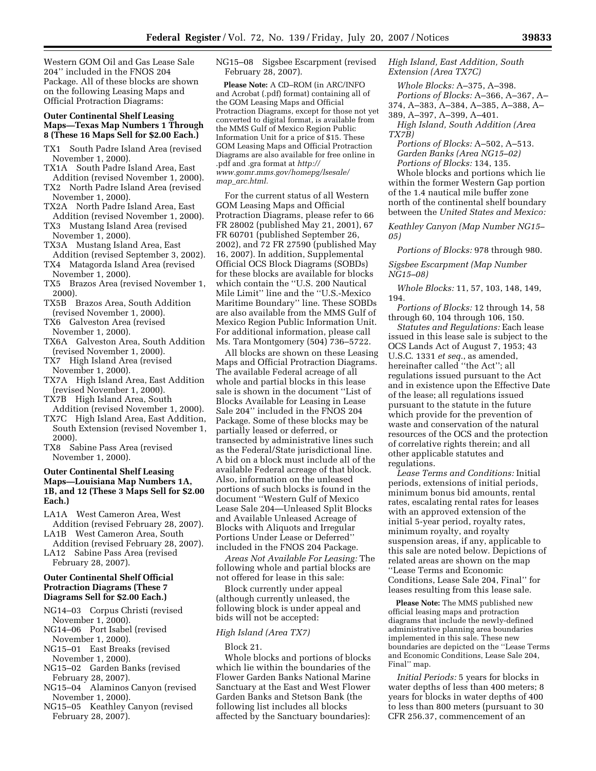Western GOM Oil and Gas Lease Sale 204'' included in the FNOS 204 Package. All of these blocks are shown on the following Leasing Maps and Official Protraction Diagrams:

**Outer Continental Shelf Leasing Maps—Texas Map Numbers 1 Through 8 (These 16 Maps Sell for $2.00 Each.)**

- TX1 South Padre Island Area (revised November 1, 2000).
- TX1A South Padre Island Area, East Addition (revised November 1, 2000).
- TX2 North Padre Island Area (revised November 1, 2000).
- TX2A North Padre Island Area, East Addition (revised November 1, 2000).
- TX3 Mustang Island Area (revised November 1, 2000).
- TX3A Mustang Island Area, East Addition (revised September 3, 2002).
- TX4 Matagorda Island Area (revised November 1, 2000).
- TX5 Brazos Area (revised November 1, 2000).
- TX5B Brazos Area, South Addition (revised November 1, 2000).
- TX6 Galveston Area (revised November 1, 2000).
- TX6A Galveston Area, South Addition (revised November 1, 2000).
- TX7 High Island Area (revised November 1, 2000).
- TX7A High Island Area, East Addition (revised November 1, 2000).
- TX7B High Island Area, South Addition (revised November 1, 2000).
- TX7C High Island Area, East Addition, South Extension (revised November 1, 2000).
- TX8 Sabine Pass Area (revised November 1, 2000).

**Outer Continental Shelf Leasing Maps—Louisiana Map Numbers 1A, 1B, and 12 (These 3 Maps Sell for $2.00 Each.)**

- LA1A West Cameron Area, West Addition (revised February 28, 2007).
- LA1B West Cameron Area, South Addition (revised February 28, 2007).
- LA12 Sabine Pass Area (revised February 28, 2007).

**Outer Continental Shelf Official Protraction Diagrams (These 7 Diagrams Sell for $2.00 Each.)**

- NG14–03 Corpus Christi (revised November 1, 2000).
- NG14–06 Port Isabel (revised November 1, 2000).
- NG15–01 East Breaks (revised November 1, 2000).
- NG15–02 Garden Banks (revised February 28, 2007).
- NG15–04 Alaminos Canyon (revised November 1, 2000).
- NG15–05 Keathley Canyon (revised February 28, 2007).
- NG15–08 Sigsbee Escarpment (revised February 28, 2007).

**Please Note:** A CD–ROM (in ARC/INFO and Acrobat (.pdf) format) containing all of the GOM Leasing Maps and Official Protraction Diagrams, except for those not yet converted to digital format, is available from the MMS Gulf of Mexico Region Public Information Unit for a price of $15. These GOM Leasing Maps and Official Protraction Diagrams are also available for free online in .pdf and .gra format at *http://www.gomr.mms.gov/homepg/lsesale/map_arc.html.*

For the current status of all Western GOM Leasing Maps and Official Protraction Diagrams, please refer to 66 FR 28002 (published May 21, 2001), 67 FR 60701 (published September 26, 2002), and 72 FR 27590 (published May 16, 2007). In addition, Supplemental Official OCS Block Diagrams (SOBDs) for these blocks are available for blocks which contain the ''U.S. 200 Nautical Mile Limit'' line and the ''U.S.-Mexico Maritime Boundary'' line. These SOBDs are also available from the MMS Gulf of Mexico Region Public Information Unit. For additional information, please call Ms. Tara Montgomery (504) 736–5722.

All blocks are shown on these Leasing Maps and Official Protraction Diagrams. The available Federal acreage of all whole and partial blocks in this lease sale is shown in the document ''List of Blocks Available for Leasing in Lease Sale 204'' included in the FNOS 204 Package. Some of these blocks may be partially leased or deferred, or transected by administrative lines such as the Federal/State jurisdictional line. A bid on a block must include all of the available Federal acreage of that block. Also, information on the unleased portions of such blocks is found in the document ''Western Gulf of Mexico Lease Sale 204—Unleased Split Blocks and Available Unleased Acreage of Blocks with Aliquots and Irregular Portions Under Lease or Deferred'' included in the FNOS 204 Package.

*Areas Not Available For Leasing:* The following whole and partial blocks are not offered for lease in this sale:

Block currently under appeal (although currently unleased, the following block is under appeal and bids will not be accepted:

*High Island (Area TX7)*

Block 21.

Whole blocks and portions of blocks which lie within the boundaries of the Flower Garden Banks National Marine Sanctuary at the East and West Flower Garden Banks and Stetson Bank (the following list includes all blocks affected by the Sanctuary boundaries):

*High Island, East Addition, South Extension (Area TX7C)*

*Whole Blocks:* A–375, A–398.

*Portions of Blocks:* A–366, A–367, A–374, A–383, A–384, A–385, A–388, A–389, A–397, A–399, A–401.

*High Island, South Addition (Area TX7B)*

*Portions of Blocks:* A–502, A–513.

*Garden Banks (Area NG15–02)*

*Portions of Blocks:* 134, 135.

Whole blocks and portions which lie within the former Western Gap portion of the 1.4 nautical mile buffer zone north of the continental shelf boundary between the *United States and Mexico:*

*Keathley Canyon (Map Number NG15–05)*

*Portions of Blocks:* 978 through 980.

*Sigsbee Escarpment (Map Number NG15–08)*

*Whole Blocks:* 11, 57, 103, 148, 149, 194.

*Portions of Blocks:* 12 through 14, 58 through 60, 104 through 106, 150.

*Statutes and Regulations:* Each lease issued in this lease sale is subject to the OCS Lands Act of August 7, 1953; 43 U.S.C. 1331 *et seq.*, as amended, hereinafter called ''the Act''; all regulations issued pursuant to the Act and in existence upon the Effective Date of the lease; all regulations issued pursuant to the statute in the future which provide for the prevention of waste and conservation of the natural resources of the OCS and the protection of correlative rights therein; and all other applicable statutes and regulations.

*Lease Terms and Conditions:* Initial periods, extensions of initial periods, minimum bonus bid amounts, rental rates, escalating rental rates for leases with an approved extension of the initial 5-year period, royalty rates, minimum royalty, and royalty suspension areas, if any, applicable to this sale are noted below. Depictions of related areas are shown on the map ''Lease Terms and Economic Conditions, Lease Sale 204, Final'' for leases resulting from this lease sale.

**Please Note:** The MMS published new official leasing maps and protraction diagrams that include the newly-defined administrative planning area boundaries implemented in this sale. These new boundaries are depicted on the ''Lease Terms and Economic Conditions, Lease Sale 204, Final'' map.

*Initial Periods:* 5 years for blocks in water depths of less than 400 meters; 8 years for blocks in water depths of 400 to less than 800 meters (pursuant to 30 CFR 256.37, commencement of an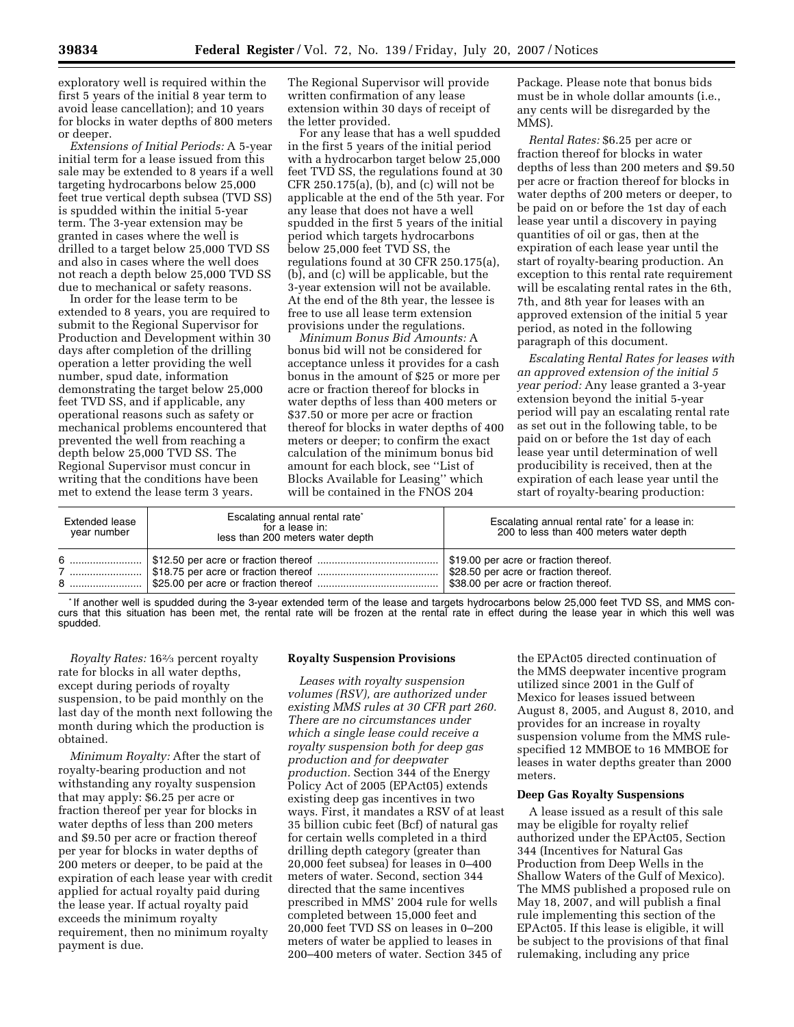exploratory well is required within the first 5 years of the initial 8 year term to avoid lease cancellation); and 10 years for blocks in water depths of 800 meters or deeper.

*Extensions of Initial Periods:* A 5-year initial term for a lease issued from this sale may be extended to 8 years if a well targeting hydrocarbons below 25,000 feet true vertical depth subsea (TVD SS) is spudded within the initial 5-year term. The 3-year extension may be granted in cases where the well is drilled to a target below 25,000 TVD SS and also in cases where the well does not reach a depth below 25,000 TVD SS due to mechanical or safety reasons.

In order for the lease term to be extended to 8 years, you are required to submit to the Regional Supervisor for Production and Development within 30 days after completion of the drilling operation a letter providing the well number, spud date, information demonstrating the target below 25,000 feet TVD SS, and if applicable, any operational reasons such as safety or mechanical problems encountered that prevented the well from reaching a depth below 25,000 TVD SS. The Regional Supervisor must concur in writing that the conditions have been met to extend the lease term 3 years. The Regional Supervisor will provide written confirmation of any lease extension within 30 days of receipt of the letter provided.

For any lease that has a well spudded in the first 5 years of the initial period with a hydrocarbon target below 25,000 feet TVD SS, the regulations found at 30 CFR 250.175(a), (b), and (c) will not be applicable at the end of the 5th year. For any lease that does not have a well spudded in the first 5 years of the initial period which targets hydrocarbons below 25,000 feet TVD SS, the regulations found at 30 CFR 250.175(a), (b), and (c) will be applicable, but the 3-year extension will not be available. At the end of the 8th year, the lessee is free to use all lease term extension provisions under the regulations.

*Minimum Bonus Bid Amounts:* A bonus bid will not be considered for acceptance unless it provides for a cash bonus in the amount of $25 or more per acre or fraction thereof for blocks in water depths of less than 400 meters or $37.50 or more per acre or fraction thereof for blocks in water depths of 400 meters or deeper; to confirm the exact calculation of the minimum bonus bid amount for each block, see ''List of Blocks Available for Leasing'' which will be contained in the FNOS 204 Package. Please note that bonus bids must be in whole dollar amounts (i.e., any cents will be disregarded by the MMS).

*Rental Rates:* $6.25 per acre or fraction thereof for blocks in water depths of less than 200 meters and $9.50 per acre or fraction thereof for blocks in water depths of 200 meters or deeper, to be paid on or before the 1st day of each lease year until a discovery in paying quantities of oil or gas, then at the expiration of each lease year until the start of royalty-bearing production. An exception to this rental rate requirement will be escalating rental rates in the 6th, 7th, and 8th year for leases with an approved extension of the initial 5 year period, as noted in the following paragraph of this document.

*Escalating Rental Rates for leases with an approved extension of the initial 5 year period:* Any lease granted a 3-year extension beyond the initial 5-year period will pay an escalating rental rate as set out in the following table, to be paid on or before the 1st day of each lease year until determination of well producibility is received, then at the expiration of each lease year until the start of royalty-bearing production:

| Extended lease year number | Escalating annual rental rate* for a lease in: less than 200 meters water depth | Escalating annual rental rate* for a lease in: 200 to less than 400 meters water depth |
|---|---|---|
| 6 | $12.50 per acre or fraction thereof | $19.00 per acre or fraction thereof. |
| 7 | $18.75 per acre or fraction thereof | $28.50 per acre or fraction thereof. |
| 8 | $25.00 per acre or fraction thereof | $38.00 per acre or fraction thereof. |

\* If another well is spudded during the 3-year extended term of the lease and targets hydrocarbons below 25,000 feet TVD SS, and MMS concurs that this situation has been met, the rental rate will be frozen at the rental rate in effect during the lease year in which this well was spudded.

*Royalty Rates:* 16⅔ percent royalty rate for blocks in all water depths, except during periods of royalty suspension, to be paid monthly on the last day of the month next following the month during which the production is obtained.

*Minimum Royalty:* After the start of royalty-bearing production and not withstanding any royalty suspension that may apply: $6.25 per acre or fraction thereof per year for blocks in water depths of less than 200 meters and $9.50 per acre or fraction thereof per year for blocks in water depths of 200 meters or deeper, to be paid at the expiration of each lease year with credit applied for actual royalty paid during the lease year. If actual royalty paid exceeds the minimum royalty requirement, then no minimum royalty payment is due.

**Royalty Suspension Provisions**

*Leases with royalty suspension volumes (RSV), are authorized under existing MMS rules at 30 CFR part 260. There are no circumstances under which a single lease could receive a royalty suspension both for deep gas production and for deepwater production.* Section 344 of the Energy Policy Act of 2005 (EPAct05) extends existing deep gas incentives in two ways. First, it mandates a RSV of at least 35 billion cubic feet (Bcf) of natural gas for certain wells completed in a third drilling depth category (greater than 20,000 feet subsea) for leases in 0–400 meters of water. Second, section 344 directed that the same incentives prescribed in MMS' 2004 rule for wells completed between 15,000 feet and 20,000 feet TVD SS on leases in 0–200 meters of water be applied to leases in 200–400 meters of water. Section 345 of the EPAct05 directed continuation of the MMS deepwater incentive program utilized since 2001 in the Gulf of Mexico for leases issued between August 8, 2005, and August 8, 2010, and provides for an increase in royalty suspension volume from the MMS rule-specified 12 MMBOE to 16 MMBOE for leases in water depths greater than 2000 meters.

**Deep Gas Royalty Suspensions**

A lease issued as a result of this sale may be eligible for royalty relief authorized under the EPAct05, Section 344 (Incentives for Natural Gas Production from Deep Wells in the Shallow Waters of the Gulf of Mexico). The MMS published a proposed rule on May 18, 2007, and will publish a final rule implementing this section of the EPAct05. If this lease is eligible, it will be subject to the provisions of that final rulemaking, including any price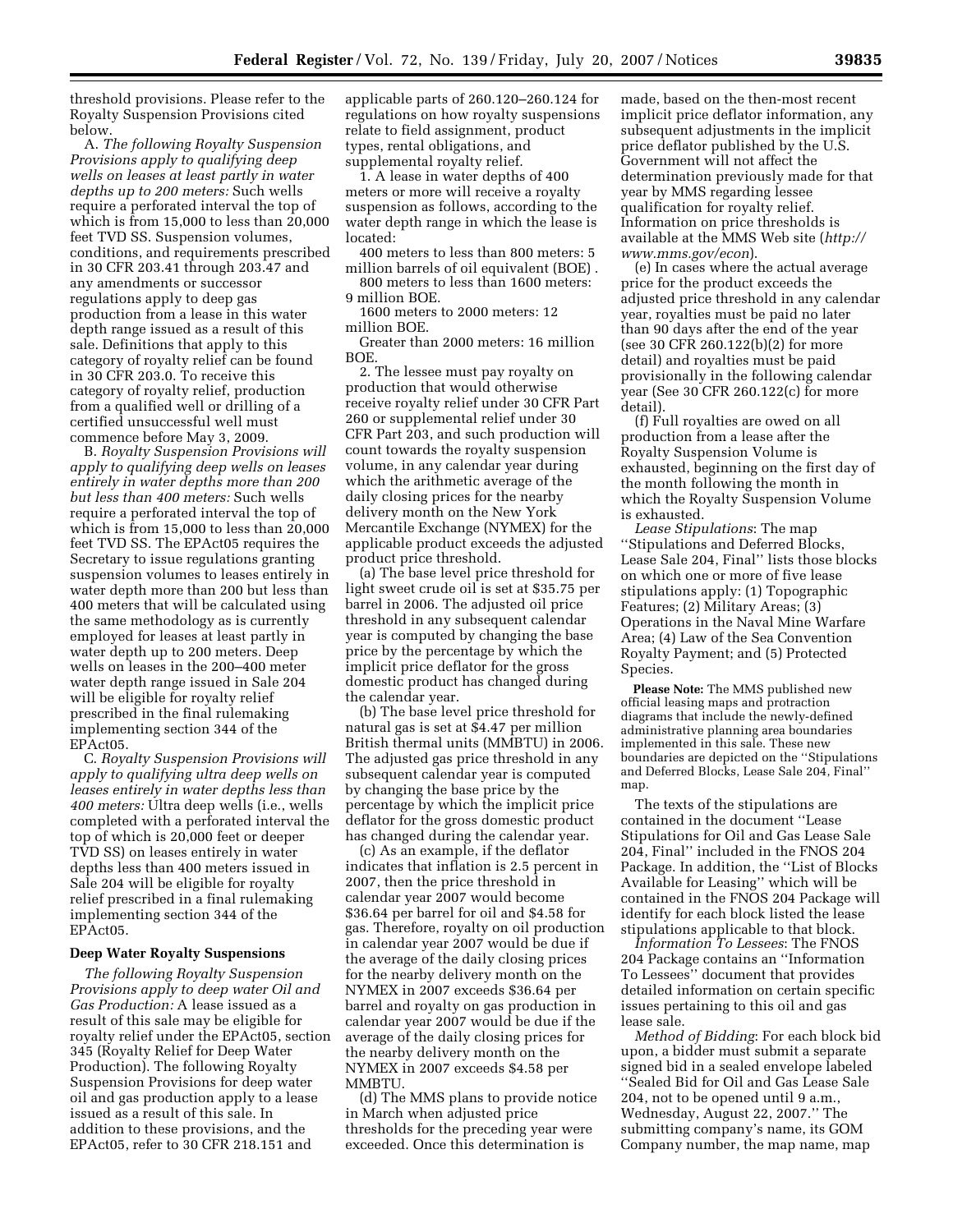threshold provisions. Please refer to the Royalty Suspension Provisions cited below.

A. *The following Royalty Suspension Provisions apply to qualifying deep wells on leases at least partly in water depths up to 200 meters:* Such wells require a perforated interval the top of which is from 15,000 to less than 20,000 feet TVD SS. Suspension volumes, conditions, and requirements prescribed in 30 CFR 203.41 through 203.47 and any amendments or successor regulations apply to deep gas production from a lease in this water depth range issued as a result of this sale. Definitions that apply to this category of royalty relief can be found in 30 CFR 203.0. To receive this category of royalty relief, production from a qualified well or drilling of a certified unsuccessful well must commence before May 3, 2009.

B. *Royalty Suspension Provisions will apply to qualifying deep wells on leases entirely in water depths more than 200 but less than 400 meters:* Such wells require a perforated interval the top of which is from 15,000 to less than 20,000 feet TVD SS. The EPAct05 requires the Secretary to issue regulations granting suspension volumes to leases entirely in water depth more than 200 but less than 400 meters that will be calculated using the same methodology as is currently employed for leases at least partly in water depth up to 200 meters. Deep wells on leases in the 200–400 meter water depth range issued in Sale 204 will be eligible for royalty relief prescribed in the final rulemaking implementing section 344 of the EPAct05.

C. *Royalty Suspension Provisions will apply to qualifying ultra deep wells on leases entirely in water depths less than 400 meters:* Ultra deep wells (i.e., wells completed with a perforated interval the top of which is 20,000 feet or deeper TVD SS) on leases entirely in water depths less than 400 meters issued in Sale 204 will be eligible for royalty relief prescribed in a final rulemaking implementing section 344 of the EPAct05.

**Deep Water Royalty Suspensions**

*The following Royalty Suspension Provisions apply to deep water Oil and Gas Production:* A lease issued as a result of this sale may be eligible for royalty relief under the EPAct05, section 345 (Royalty Relief for Deep Water Production). The following Royalty Suspension Provisions for deep water oil and gas production apply to a lease issued as a result of this sale. In addition to these provisions, and the EPAct05, refer to 30 CFR 218.151 and applicable parts of 260.120–260.124 for regulations on how royalty suspensions relate to field assignment, product types, rental obligations, and supplemental royalty relief.

1. A lease in water depths of 400 meters or more will receive a royalty suspension as follows, according to the water depth range in which the lease is located:

400 meters to less than 800 meters: 5 million barrels of oil equivalent (BOE) .

800 meters to less than 1600 meters: 9 million BOE.

1600 meters to 2000 meters: 12 million BOE.

Greater than 2000 meters: 16 million BOE.

2. The lessee must pay royalty on production that would otherwise receive royalty relief under 30 CFR Part 260 or supplemental relief under 30 CFR Part 203, and such production will count towards the royalty suspension volume, in any calendar year during which the arithmetic average of the daily closing prices for the nearby delivery month on the New York Mercantile Exchange (NYMEX) for the applicable product exceeds the adjusted product price threshold.

(a) The base level price threshold for light sweet crude oil is set at $35.75 per barrel in 2006. The adjusted oil price threshold in any subsequent calendar year is computed by changing the base price by the percentage by which the implicit price deflator for the gross domestic product has changed during the calendar year.

(b) The base level price threshold for natural gas is set at $4.47 per million British thermal units (MMBTU) in 2006. The adjusted gas price threshold in any subsequent calendar year is computed by changing the base price by the percentage by which the implicit price deflator for the gross domestic product has changed during the calendar year.

(c) As an example, if the deflator indicates that inflation is 2.5 percent in 2007, then the price threshold in calendar year 2007 would become $36.64 per barrel for oil and $4.58 for gas. Therefore, royalty on oil production in calendar year 2007 would be due if the average of the daily closing prices for the nearby delivery month on the NYMEX in 2007 exceeds $36.64 per barrel and royalty on gas production in calendar year 2007 would be due if the average of the daily closing prices for the nearby delivery month on the NYMEX in 2007 exceeds $4.58 per MMBTU.

(d) The MMS plans to provide notice in March when adjusted price thresholds for the preceding year were exceeded. Once this determination is made, based on the then-most recent implicit price deflator information, any subsequent adjustments in the implicit price deflator published by the U.S. Government will not affect the determination previously made for that year by MMS regarding lessee qualification for royalty relief. Information on price thresholds is available at the MMS Web site (*http://www.mms.gov/econ*).

(e) In cases where the actual average price for the product exceeds the adjusted price threshold in any calendar year, royalties must be paid no later than 90 days after the end of the year (see 30 CFR 260.122(b)(2) for more detail) and royalties must be paid provisionally in the following calendar year (See 30 CFR 260.122(c) for more detail).

(f) Full royalties are owed on all production from a lease after the Royalty Suspension Volume is exhausted, beginning on the first day of the month following the month in which the Royalty Suspension Volume is exhausted.

*Lease Stipulations*: The map ''Stipulations and Deferred Blocks, Lease Sale 204, Final'' lists those blocks on which one or more of five lease stipulations apply: (1) Topographic Features; (2) Military Areas; (3) Operations in the Naval Mine Warfare Area; (4) Law of the Sea Convention Royalty Payment; and (5) Protected Species.

**Please Note:** The MMS published new official leasing maps and protraction diagrams that include the newly-defined administrative planning area boundaries implemented in this sale. These new boundaries are depicted on the ''Stipulations and Deferred Blocks, Lease Sale 204, Final'' map.

The texts of the stipulations are contained in the document ''Lease Stipulations for Oil and Gas Lease Sale 204, Final'' included in the FNOS 204 Package. In addition, the ''List of Blocks Available for Leasing'' which will be contained in the FNOS 204 Package will identify for each block listed the lease stipulations applicable to that block.

*Information To Lessees*: The FNOS 204 Package contains an ''Information To Lessees'' document that provides detailed information on certain specific issues pertaining to this oil and gas lease sale.

*Method of Bidding*: For each block bid upon, a bidder must submit a separate signed bid in a sealed envelope labeled ''Sealed Bid for Oil and Gas Lease Sale 204, not to be opened until 9 a.m., Wednesday, August 22, 2007.'' The submitting company's name, its GOM Company number, the map name, map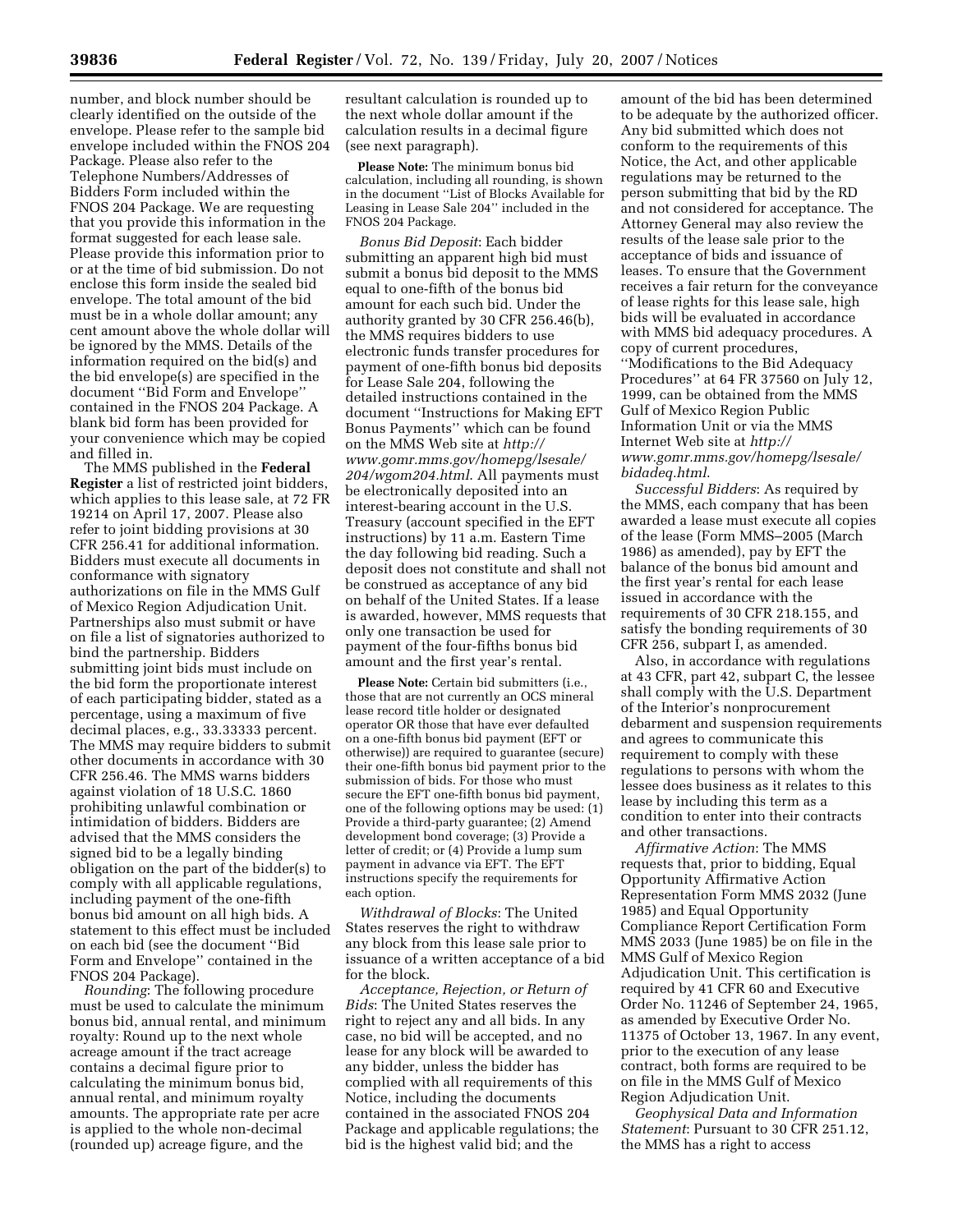number, and block number should be clearly identified on the outside of the envelope. Please refer to the sample bid envelope included within the FNOS 204 Package. Please also refer to the Telephone Numbers/Addresses of Bidders Form included within the FNOS 204 Package. We are requesting that you provide this information in the format suggested for each lease sale. Please provide this information prior to or at the time of bid submission. Do not enclose this form inside the sealed bid envelope. The total amount of the bid must be in a whole dollar amount; any cent amount above the whole dollar will be ignored by the MMS. Details of the information required on the bid(s) and the bid envelope(s) are specified in the document ''Bid Form and Envelope'' contained in the FNOS 204 Package. A blank bid form has been provided for your convenience which may be copied and filled in.

The MMS published in the **Federal Register** a list of restricted joint bidders, which applies to this lease sale, at 72 FR 19214 on April 17, 2007. Please also refer to joint bidding provisions at 30 CFR 256.41 for additional information. Bidders must execute all documents in conformance with signatory authorizations on file in the MMS Gulf of Mexico Region Adjudication Unit. Partnerships also must submit or have on file a list of signatories authorized to bind the partnership. Bidders submitting joint bids must include on the bid form the proportionate interest of each participating bidder, stated as a percentage, using a maximum of five decimal places, e.g., 33.33333 percent. The MMS may require bidders to submit other documents in accordance with 30 CFR 256.46. The MMS warns bidders against violation of 18 U.S.C. 1860 prohibiting unlawful combination or intimidation of bidders. Bidders are advised that the MMS considers the signed bid to be a legally binding obligation on the part of the bidder(s) to comply with all applicable regulations, including payment of the one-fifth bonus bid amount on all high bids. A statement to this effect must be included on each bid (see the document ''Bid Form and Envelope'' contained in the FNOS 204 Package).

*Rounding*: The following procedure must be used to calculate the minimum bonus bid, annual rental, and minimum royalty: Round up to the next whole acreage amount if the tract acreage contains a decimal figure prior to calculating the minimum bonus bid, annual rental, and minimum royalty amounts. The appropriate rate per acre is applied to the whole non-decimal (rounded up) acreage figure, and the resultant calculation is rounded up to the next whole dollar amount if the calculation results in a decimal figure (see next paragraph).

**Please Note:** The minimum bonus bid calculation, including all rounding, is shown in the document ''List of Blocks Available for Leasing in Lease Sale 204'' included in the FNOS 204 Package.

*Bonus Bid Deposit*: Each bidder submitting an apparent high bid must submit a bonus bid deposit to the MMS equal to one-fifth of the bonus bid amount for each such bid. Under the authority granted by 30 CFR 256.46(b), the MMS requires bidders to use electronic funds transfer procedures for payment of one-fifth bonus bid deposits for Lease Sale 204, following the detailed instructions contained in the document ''Instructions for Making EFT Bonus Payments'' which can be found on the MMS Web site at *http://www.gomr.mms.gov/homepg/lsesale/204/wgom204.html*. All payments must be electronically deposited into an interest-bearing account in the U.S. Treasury (account specified in the EFT instructions) by 11 a.m. Eastern Time the day following bid reading. Such a deposit does not constitute and shall not be construed as acceptance of any bid on behalf of the United States. If a lease is awarded, however, MMS requests that only one transaction be used for payment of the four-fifths bonus bid amount and the first year's rental.

**Please Note:** Certain bid submitters (i.e., those that are not currently an OCS mineral lease record title holder or designated operator OR those that have ever defaulted on a one-fifth bonus bid payment (EFT or otherwise)) are required to guarantee (secure) their one-fifth bonus bid payment prior to the submission of bids. For those who must secure the EFT one-fifth bonus bid payment, one of the following options may be used: (1) Provide a third-party guarantee; (2) Amend development bond coverage; (3) Provide a letter of credit; or (4) Provide a lump sum payment in advance via EFT. The EFT instructions specify the requirements for each option.

*Withdrawal of Blocks*: The United States reserves the right to withdraw any block from this lease sale prior to issuance of a written acceptance of a bid for the block.

*Acceptance, Rejection, or Return of Bids*: The United States reserves the right to reject any and all bids. In any case, no bid will be accepted, and no lease for any block will be awarded to any bidder, unless the bidder has complied with all requirements of this Notice, including the documents contained in the associated FNOS 204 Package and applicable regulations; the bid is the highest valid bid; and the amount of the bid has been determined to be adequate by the authorized officer. Any bid submitted which does not conform to the requirements of this Notice, the Act, and other applicable regulations may be returned to the person submitting that bid by the RD and not considered for acceptance. The Attorney General may also review the results of the lease sale prior to the acceptance of bids and issuance of leases. To ensure that the Government receives a fair return for the conveyance of lease rights for this lease sale, high bids will be evaluated in accordance with MMS bid adequacy procedures. A copy of current procedures, ''Modifications to the Bid Adequacy Procedures'' at 64 FR 37560 on July 12, 1999, can be obtained from the MMS Gulf of Mexico Region Public Information Unit or via the MMS Internet Web site at *http://www.gomr.mms.gov/homepg/lsesale/bidadeq.html*.

*Successful Bidders*: As required by the MMS, each company that has been awarded a lease must execute all copies of the lease (Form MMS–2005 (March 1986) as amended), pay by EFT the balance of the bonus bid amount and the first year's rental for each lease issued in accordance with the requirements of 30 CFR 218.155, and satisfy the bonding requirements of 30 CFR 256, subpart I, as amended.

Also, in accordance with regulations at 43 CFR, part 42, subpart C, the lessee shall comply with the U.S. Department of the Interior's nonprocurement debarment and suspension requirements and agrees to communicate this requirement to comply with these regulations to persons with whom the lessee does business as it relates to this lease by including this term as a condition to enter into their contracts and other transactions.

*Affirmative Action*: The MMS requests that, prior to bidding, Equal Opportunity Affirmative Action Representation Form MMS 2032 (June 1985) and Equal Opportunity Compliance Report Certification Form MMS 2033 (June 1985) be on file in the MMS Gulf of Mexico Region Adjudication Unit. This certification is required by 41 CFR 60 and Executive Order No. 11246 of September 24, 1965, as amended by Executive Order No. 11375 of October 13, 1967. In any event, prior to the execution of any lease contract, both forms are required to be on file in the MMS Gulf of Mexico Region Adjudication Unit.

*Geophysical Data and Information Statement*: Pursuant to 30 CFR 251.12, the MMS has a right to access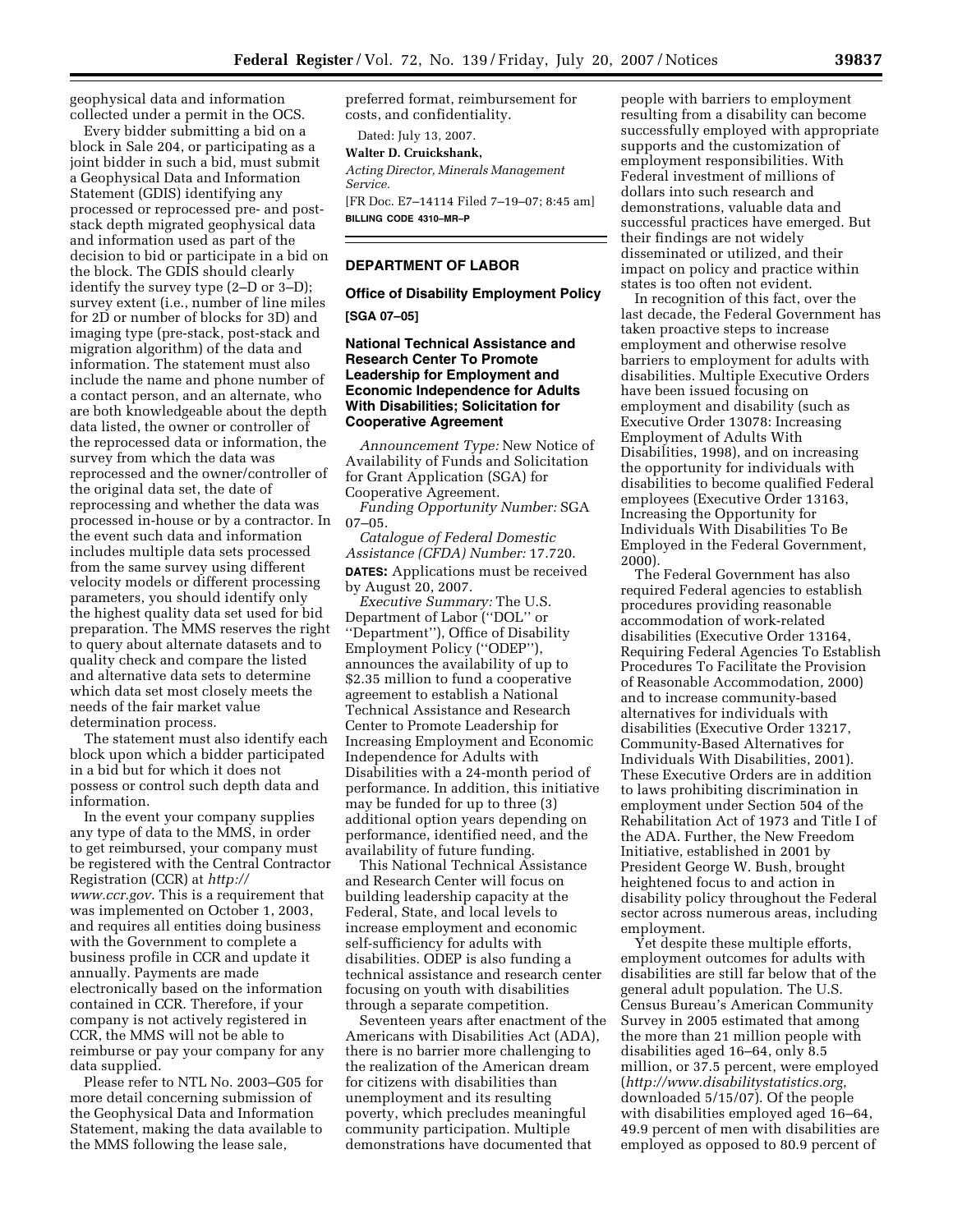geophysical data and information collected under a permit in the OCS.

Every bidder submitting a bid on a block in Sale 204, or participating as a joint bidder in such a bid, must submit a Geophysical Data and Information Statement (GDIS) identifying any processed or reprocessed pre- and post-stack depth migrated geophysical data and information used as part of the decision to bid or participate in a bid on the block. The GDIS should clearly identify the survey type (2–D or 3–D); survey extent (i.e., number of line miles for 2D or number of blocks for 3D) and imaging type (pre-stack, post-stack and migration algorithm) of the data and information. The statement must also include the name and phone number of a contact person, and an alternate, who are both knowledgeable about the depth data listed, the owner or controller of the reprocessed data or information, the survey from which the data was reprocessed and the owner/controller of the original data set, the date of reprocessing and whether the data was processed in-house or by a contractor. In the event such data and information includes multiple data sets processed from the same survey using different velocity models or different processing parameters, you should identify only the highest quality data set used for bid preparation. The MMS reserves the right to query about alternate datasets and to quality check and compare the listed and alternative data sets to determine which data set most closely meets the needs of the fair market value determination process.

The statement must also identify each block upon which a bidder participated in a bid but for which it does not possess or control such depth data and information.

In the event your company supplies any type of data to the MMS, in order to get reimbursed, your company must be registered with the Central Contractor Registration (CCR) at *http://www.ccr.gov*. This is a requirement that was implemented on October 1, 2003, and requires all entities doing business with the Government to complete a business profile in CCR and update it annually. Payments are made electronically based on the information contained in CCR. Therefore, if your company is not actively registered in CCR, the MMS will not be able to reimburse or pay your company for any data supplied.

Please refer to NTL No. 2003–G05 for more detail concerning submission of the Geophysical Data and Information Statement, making the data available to the MMS following the lease sale, preferred format, reimbursement for costs, and confidentiality.

Dated: July 13, 2007.

**Walter D. Cruickshank,**

*Acting Director, Minerals Management Service.*

[FR Doc. E7–14114 Filed 7–19–07; 8:45 am]

**BILLING CODE 4310–MR–P**

## DEPARTMENT OF LABOR

### Office of Disability Employment Policy

**[SGA 07–05]**

### National Technical Assistance and Research Center To Promote Leadership for Employment and Economic Independence for Adults With Disabilities; Solicitation for Cooperative Agreement

*Announcement Type:* New Notice of Availability of Funds and Solicitation for Grant Application (SGA) for Cooperative Agreement.

*Funding Opportunity Number:* SGA 07–05.

*Catalogue of Federal Domestic Assistance (CFDA) Number:* 17.720.

**DATES:** Applications must be received by August 20, 2007.

*Executive Summary:* The U.S. Department of Labor (''DOL'' or ''Department''), Office of Disability Employment Policy (''ODEP''), announces the availability of up to $2.35 million to fund a cooperative agreement to establish a National Technical Assistance and Research Center to Promote Leadership for Increasing Employment and Economic Independence for Adults with Disabilities with a 24-month period of performance. In addition, this initiative may be funded for up to three (3) additional option years depending on performance, identified need, and the availability of future funding.

This National Technical Assistance and Research Center will focus on building leadership capacity at the Federal, State, and local levels to increase employment and economic self-sufficiency for adults with disabilities. ODEP is also funding a technical assistance and research center focusing on youth with disabilities through a separate competition.

Seventeen years after enactment of the Americans with Disabilities Act (ADA), there is no barrier more challenging to the realization of the American dream for citizens with disabilities than unemployment and its resulting poverty, which precludes meaningful community participation. Multiple demonstrations have documented that people with barriers to employment resulting from a disability can become successfully employed with appropriate supports and the customization of employment responsibilities. With Federal investment of millions of dollars into such research and demonstrations, valuable data and successful practices have emerged. But their findings are not widely disseminated or utilized, and their impact on policy and practice within states is too often not evident.

In recognition of this fact, over the last decade, the Federal Government has taken proactive steps to increase employment and otherwise resolve barriers to employment for adults with disabilities. Multiple Executive Orders have been issued focusing on employment and disability (such as Executive Order 13078: Increasing Employment of Adults With Disabilities, 1998), and on increasing the opportunity for individuals with disabilities to become qualified Federal employees (Executive Order 13163, Increasing the Opportunity for Individuals With Disabilities To Be Employed in the Federal Government, 2000).

The Federal Government has also required Federal agencies to establish procedures providing reasonable accommodation of work-related disabilities (Executive Order 13164, Requiring Federal Agencies To Establish Procedures To Facilitate the Provision of Reasonable Accommodation, 2000) and to increase community-based alternatives for individuals with disabilities (Executive Order 13217, Community-Based Alternatives for Individuals With Disabilities, 2001). These Executive Orders are in addition to laws prohibiting discrimination in employment under Section 504 of the Rehabilitation Act of 1973 and Title I of the ADA. Further, the New Freedom Initiative, established in 2001 by President George W. Bush, brought heightened focus to and action in disability policy throughout the Federal sector across numerous areas, including employment.

Yet despite these multiple efforts, employment outcomes for adults with disabilities are still far below that of the general adult population. The U.S. Census Bureau's American Community Survey in 2005 estimated that among the more than 21 million people with disabilities aged 16–64, only 8.5 million, or 37.5 percent, were employed (*http://www.disabilitystatistics.org*, downloaded 5/15/07). Of the people with disabilities employed aged 16–64, 49.9 percent of men with disabilities are employed as opposed to 80.9 percent of